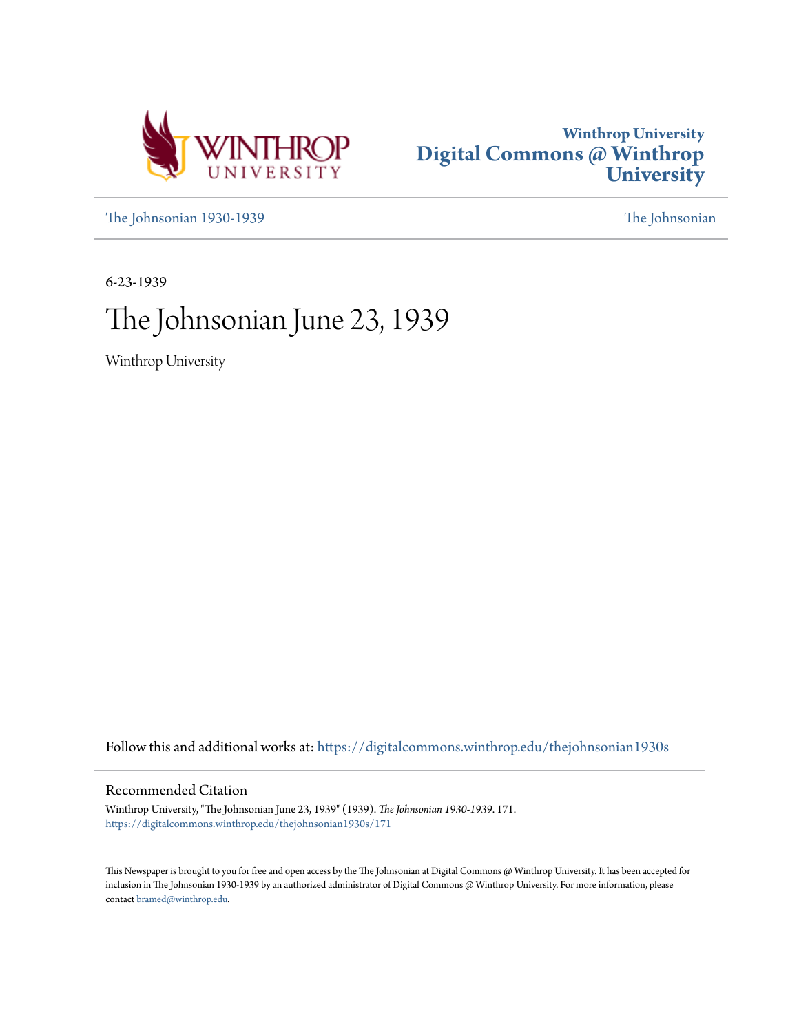Winthrop University
# Digital Commons @ Winthrop University

The Johnsonian 1930-1939 | The Johnsonian

6-23-1939

# The Johnsonian June 23, 1939

Winthrop University

Follow this and additional works at: https://digitalcommons.winthrop.edu/thejohnsonian1930s

## Recommended Citation

Winthrop University, "The Johnsonian June 23, 1939" (1939). *The Johnsonian 1930-1939*. 171.
https://digitalcommons.winthrop.edu/thejohnsonian1930s/171

This Newspaper is brought to you for free and open access by the The Johnsonian at Digital Commons @ Winthrop University. It has been accepted for inclusion in The Johnsonian 1930-1939 by an authorized administrator of Digital Commons @ Winthrop University. For more information, please contact bramed@winthrop.edu.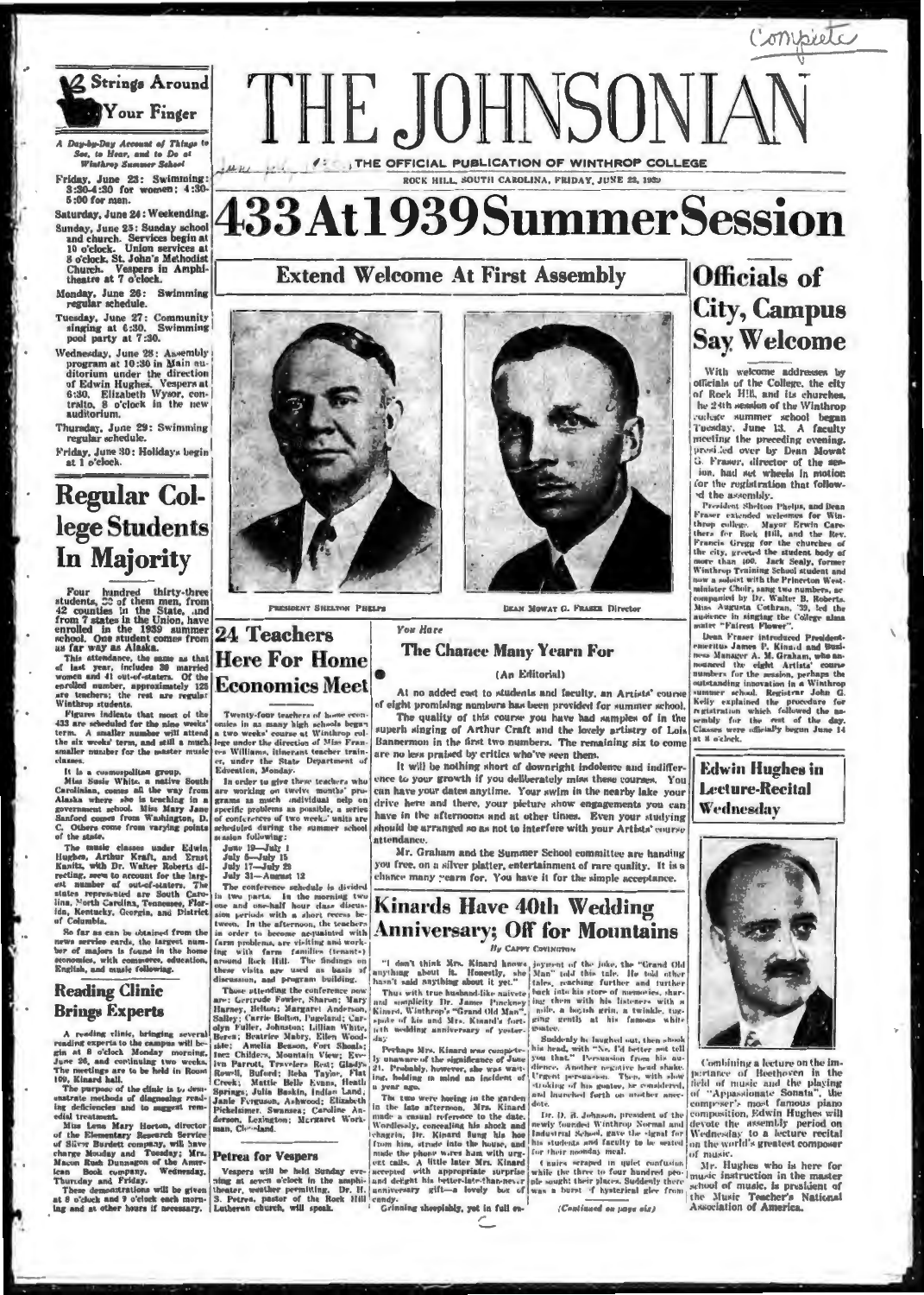# THE JOHNSONIAN

THE OFFICIAL PUBLICATION OF WINTHROP COLLEGE

ROCK HILL, SOUTH CAROLINA, FRIDAY, JUNE 23, 1939

# 433 At 1939 Summer Session

## Strings Around Your Finger

*A Day-by-Day Account of Things to See, to Hear, and to Do at Winthrop Summer School*

Friday, June 23: Swimming: 3:30-4:30 for women; 4:30-5:00 for men.

Saturday, June 24: Weekending.

Sunday, June 25: Sunday school and church. Services begin at 10 o'clock. Union services at 8 o'clock, St. John's Methodist Church. Vespers in Amphitheatre at 7 o'clock.

Monday, June 26: Swimming regular schedule.

Tuesday, June 27: Community singing at 6:30. Swimming pool party at 7:30.

Wednesday, June 28: Assembly program at 10:30 in Main auditorium under the direction of Edwin Hughes. Vespers at 6:30. Elizabeth Wysor, contralto, 8 o'clock in the new auditorium.

Thursday, June 29: Swimming regular schedule.

Friday, June 30: Holidays begin at 1 o'clock.

## Regular College Students In Majority

Four hundred thirty-three students, 22 of them men, from 42 counties in the State, and from 7 states in the Union, have enrolled in the 1939 summer school. One student comes from as far way as Alaska.

This attendance, the same as that of last year, includes 30 married women and 41 out-of-staters. Of the enrolled number, approximately 125 are teachers; the rest are regular Winthrop students.

Figures indicate that most of the 433 are scheduled for the nine weeks' term. A smaller number will attend the six weeks' term, and still a much smaller number for the master music classes.

It is a cosmopolitan group. Miss Susie White, a native South Carolinian, comes all the way from Alaska where she is teaching in a government school. Miss Mary Jane Sanford comes from Washington, D. C. Others come from varying points of the state.

The music classes under Edwin Hughes, Arthur Kraft, and Ernst Kanitz, with Dr. Walter Roberts directing, seem to account for the largest number of out-of-staters. The states represented are South Carolina, North Carolina, Tennessee, Florida, Kentucky, Georgia, and District of Columbia.

So far as can be obtained from the news service cards, the largest number of majors is found in the home economics, with commerce, education, English, and music following.

## Reading Clinic Brings Experts

A reading clinic, bringing several reading experts to the campus will begin at 8 o'clock Monday morning, June 26, and continuing two weeks. The meetings are to be held in Room 109, Kinard hall.

The purpose of the clinic is to demonstrate methods of diagnosing reading deficiencies and to suggest remedial treatment.

Miss Lena Mary Horton, director of the Elementary Research Service of Silver Burdett company, will have charge Monday and Tuesday; Mrs. Macon Rush Dunnagon of the American Book company, Wednesday, Thursday and Friday.

These demonstrations will be given at 8 o'clock and 9 o'clock each morning and at other hours if necessary.

## Extend Welcome At First Assembly

PRESIDENT SHELTON PHELPS

DEAN MOWAT G. FRASER Director

## 24 Teachers Here For Home Economics Meet

Twenty-four teachers of home economics in as many high schools began a two weeks' course at Winthrop college under the direction of Miss Frances Williams, itinerant teacher trainer, under the State Department of Education, Monday.

In order to give these teachers who are working on twelve months' programs as much individual help on specific problems as possible, a series of conferences of two weeks' units are scheduled during the summer school session following:

June 19—July 1
July 5—July 15
July 17—July 29
July 31—August 12

The conference schedule is divided in two parts. In the morning two one and one-half hour class discussion periods with a short recess between. In the afternoon, the teachers in order to become acquainted with farm problems, are visiting and working with farm families (tenants) around Rock Hill. The findings on these visits are used as basis of discussion, and program building.

Those attending the conference now are: Gertrude Fowler, Sharon; Mary Harney, Belton; Margaret Anderson, Salley; Carrie Bolton, Pageland; Carolyn Fuller, Johnston; Lillian White, Berea; Beatrice Mabry, Ellen Woodside; Amelia Benson, Fort Shoals; Inez Childers, Mountain View; Evelyn Parrott, Travelers Rest; Gladys Rowell, Buford; Reba Taylor, Flat Creek; Mattie Belle Evans, Heath Springs; Julia Baskin, Indian Land; Janie Ferguson, Ashwood; Elizabeth Pickelsimer, Swansea; Caroline Anderson, Lexington; Margaret Workman, Cleveland.

## Petrea for Vespers

Vespers will be held Sunday evening at seven o'clock in the amphitheater, weather permitting. Dr. H. S. Petrea, pastor of the Rock Hill Lutheran church, will speak.

*You Hare*

## The Chance Many Yearn For

(An Editorial)

At no added cost to students and faculty, an Artists' course of eight promising numbers has been provided for summer school.

The quality of this course you have had samples of in the superb singing of Arthur Craft and the lovely artistry of Lois Bannerman in the first two numbers. The remaining six to come are no less praised by critics who've seen them.

It will be nothing short of downright indolence and indifference to your growth if you deliberately miss these courses. You can have your dates anytime. Your swim in the nearby lake your drive here and there, your picture show engagements you can have in the afternoons and at other times. Even your studying should be arranged so as not to interfere with your Artists' course attendance.

Mr. Graham and the Summer School committee are handing you free, on a silver platter, entertainment of rare quality. It is a chance many yearn for. You have it for the simple acceptance.

## Kinards Have 40th Wedding Anniversary; Off for Mountains

*By CAPPY COVINGTON*

"I don't think Mrs. Kinard knows anything about it. Honestly, she hasn't said anything about it yet."

Thus with true husband-like naivete and simplicity Dr. James Pinckney Kinard, Winthrop's "Grand Old Man", spoke of his and Mrs. Kinard's fortieth wedding anniversary of yesterday.

Perhaps Mrs. Kinard was completely unaware of the significance of June 21. Probably, however, she was waiting, holding in mind an incident of a year ago.

The two were hoeing in the garden in the late afternoon. Mrs. Kinard made a casual reference to the date. Wordlessly, concealing his shock and chagrin, Dr. Kinard flung his hoe from him, strode into the house, and made the phone wires hum with urgent calls. A little later Mrs. Kinard accepted with appropriate surprise and delight his better-late-than-never anniversary gift—a lovely box of candy.

Grinning sheepishly, yet in full enjoyment of the joke, the "Grand Old Man" told this tale. He told other tales, reaching further and further back into his store of memories, charming them with his listeners with a smile, a boyish grin, a twinkle, tugging gently at his famous white goatee.

Suddenly he laughed out, then shook his head, with "No, I'd better not tell you that." Persuasion from his audience. Another negative head shake. Urgent persuasion. Then, with slow stroking of his goatee, he considered, and launched forth on another anecdote.

Dr. D. B. Johnson, president of the newly founded Winthrop Normal and Industrial School, gave the signal for his students and faculty to be seated for their noonday meal.

Chairs scraped in quiet confusion while the three to four hundred people sought their places. Suddenly there was a burst of hysterical glee from

(Continued on page six)

## Officials of City, Campus Say Welcome

With welcome addresses by officials of the College, the city of Rock Hill, and its churches, the 24th session of the Winthrop college summer school began Tuesday, June 13. A faculty meeting the preceding evening, presided over by Dean Mowat G. Fraser, director of the session, had set wheels in motion for the registration that followed the assembly.

President Shelton Phelps, and Dean Fraser extended welcomes for Winthrop college. Mayor Erwin Carothers for Rock Hill, and the Rev. Francis Gregg for the churches of the city, greeted the student body of more than 400. Jack Sealy, former Winthrop Training School student and now a soloist with the Princeton Westminster Choir, sang two numbers, accompanied by Dr. Walter B. Roberts. Miss Augusta Cothran, '39, led the audience in singing the College alma mater "Fairest Flower".

Dean Fraser introduced President-emeritus James P. Kinard and Business Manager A. M. Graham, who announced the eight Artists' course numbers for the session, perhaps the outstanding innovation in a Winthrop summer school. Registrar John G. Kelly explained the procedure for registration which followed the assembly for the rest of the day. Classes were officially begun June 14 at 8 o'clock.

## Edwin Hughes in Lecture-Recital Wednesday

Combining a lecture on the importance of Beethoven in the field of music and the playing of "Appassionata Sonata", the composer's most famous piano composition, Edwin Hughes will devote the assembly period on Wednesday to a lecture recital on the world's greatest composer of music.

Mr. Hughes who is here for music instruction in the master school of music, is president of the Music Teacher's National Association of America.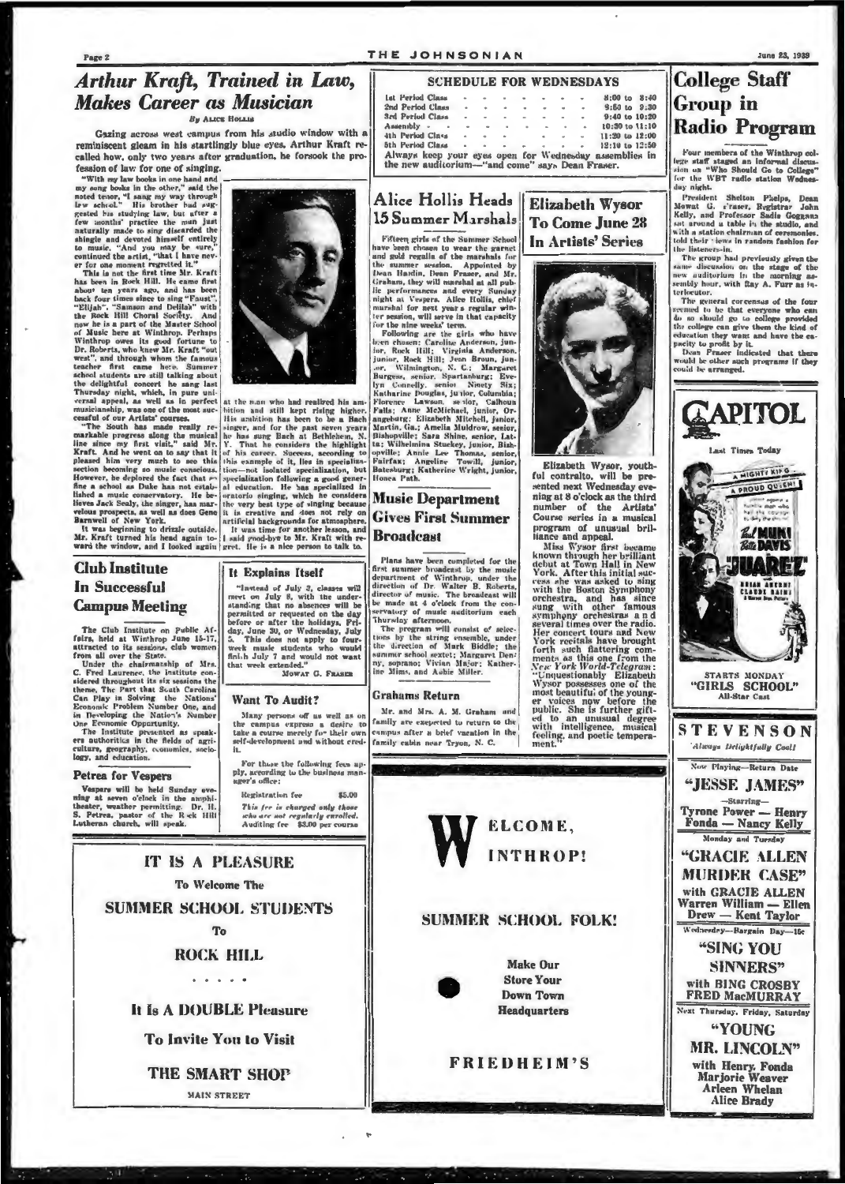## Arthur Kraft, Trained in Law, Makes Career as Musician

By Alice Hollis

Gazing across west campus from his studio window with a reminiscent gleam in his startlingly blue eyes, Arthur Kraft recalled how, only two years after graduation, he forsook the profession of law for one of singing.

"With my law books in one hand and my song books in the other," said the noted tenor, "I sang my way through law school." His brother had suggested his studying law, but after a few months' practice the man just naturally made to sing discarded the shingle and devoted himself entirely to music. "And you may be sure," continued the artist, "that I have never for one moment regretted it."

This is not the first time Mr. Kraft has been in Rock Hill. He came first about ten years ago, and has been back four times since to sing "Faust", "Elijah", "Samson and Delilah" with the Rock Hill Choral Society. And now he is a part of the Master School of Music here at Winthrop. Perhaps Winthrop owes its good fortune to Dr. Roberts, who knew Mr. Kraft "out west", and through whom the famous teacher first came here. Summer school students are still talking about the delightful concert he sang last Thursday night, which, in pure universal appeal, as well as in perfect musicianship, was one of the most successful of our Artists' courses.

"The South has made really remarkable progress along the musical line since my first visit," said Mr. Kraft. And he went on to say that it pleased him very much to see this section becoming so music conscious. However, he deplored the fact that so fine a school as Duke has not established a music conservatory. He believes Jack Sealy, the singer, has marvelous prospects, as well as does Gene Barnwell of New York.

It was beginning to drizzle outside. Mr. Kraft turned his head again toward the window, and I looked again at the man who had realized his ambition and still kept rising higher. His ambition has been to be a Bach singer, and for the past seven years he has sung Bach at Bethlehem, N. Y. That he considers the highlight of his career. Success, according to this example of it, lies in specialization—not isolated specialization, but specialization following a good general education. He has specialized in oratorio singing, which he considers the very best type of singing because it is creative and does not rely on artificial backgrounds for atmosphere.

It was time for another lesson, and I said good-bye to Mr. Kraft with regret. He is a nice person to talk to.

## Club Institute In Successful Campus Meeting

The Club Institute on Public Affairs, held at Winthrop June 15-17, attracted to its sessions club women from all over the State.

Under the chairmanship of Mrs. C. Fred Laurence, the institute considered throughout its six sessions the theme, The Part that South Carolina Can Play in Solving the Nations' Economic Problem Number One, and in Developing the Nation's Number One Economic Opportunity.

The Institute presented as speakers authorities in the fields of agriculture, geography, economics, sociology, and education.

### Petrea for Vespers

Vespers will be held Sunday evening at seven o'clock in the amphitheater, weather permitting. Dr. H. S. Petrea, pastor of the Rock Hill Lutheran church, will speak.

## It Explains Itself

"Instead of July 3, classes will meet on July 8, with the understanding that no absences will be permitted or requested on the day before or after the holidays, Friday, June 30, or Wednesday, July 5. This does not apply to four-week music students who would finish July 7 and would not want that week extended."

MOWAT G. FRASER

## Want To Audit?

Many persons off as well as on the campus express a desire to take a course merely for their own self-development and without credit.

For those the following fees apply, according to the business manager's office:

Registration fee $5.00

*This fee is charged only those who are not regularly enrolled.*

Auditing fee $3.00 per course

## SCHEDULE FOR WEDNESDAYS

| | |
|---|---|
| 1st Period Class | 8:00 to 8:40 |
| 2nd Period Class | 8:50 to 9:30 |
| 3rd Period Class | 9:40 to 10:20 |
| Assembly | 10:30 to 11:10 |
| 4th Period Class | 11:20 to 12:00 |
| 5th Period Class | 12:10 to 12:50 |

Always keep your eyes open for Wednesday assemblies in the new auditorium—"and come" says Dean Fraser.

## Alice Hollis Heads 15 Summer Marshals

Fifteen girls of the Summer School have been chosen to wear the garnet and gold regalia of the marshals for the summer session. Appointed by Dean Hardin, Dean Fraser, and Mr. Graham, they will marshal at all public performances and every Sunday night at Vespers. Alice Hollis, chief marshal for next year's regular winter session, will serve in that capacity for the nine weeks' term.

Following are the girls who have been chosen: Caroline Anderson, junior, Rock Hill; Virginia Anderson, junior, Rock Hill; Jean Broun, junior, Wilmington, N. C.; Margaret Burgess, senior, Spartanburg; Evelyn Connelly, senior, Ninety Six; Katharine Douglas, junior, Columbia; Florence Lawson, senior, Calhoun Falls; Anne McMichael, junior, Orangeburg; Elizabeth Mitchell, junior, Martin, Ga.; Amelia Muldrow, senior, Bishopville; Sara Shine, senior, Latta; Wilhelmina Stuckey, junior, Bishopville; Annie Lee Thomas, senior, Fairfax; Angeline Towill, junior, Batesburg; Katherine Wright, junior, Honea Path.

## Music Department Gives First Summer Broadcast

Plans have been completed for the first summer broadcast by the music department of Winthrop, under the direction of Dr. Walter B. Roberts, director of music. The broadcast will be made at 4 o'clock from the conservatory of music auditorium each Thursday afternoon.

The program will consist of selections by the string ensemble, under the direction of Mark Biddle; the summer school sextet; Margaret Denny, soprano; Vivian Major; Katherine Mims, and Aubie Miller.

### Grahams Return

Mr. and Mrs. A. M. Graham and family are expected to return to the campus after a brief vacation in the family cabin near Tryon, N. C.

## Elizabeth Wysor To Come June 28 In Artists' Series

Elizabeth Wysor, youthful contralto, will be presented next Wednesday evening at 8 o'clock as the third number of the Artists' Course series in a musical program of unusual brilliance and appeal.

Miss Wysor first became known through her brilliant debut at Town Hall in New York. After this initial success she was asked to sing with the Boston Symphony orchestra, and has since sung with other famous symphony orchestras and several times over the radio. Her concert tours and New York recitals have brought forth such flattering comments as this one from the *New York World-Telegram*: "Unquestionably Elizabeth Wysor possesses one of the most beautiful of the younger voices now before the public. She is further gifted to an unusual degree with intelligence, musical feeling, and poetic temperament."

## College Staff Group in Radio Program

Four members of the Winthrop college staff staged an informal discussion on "Who Should Go to College" for the WBT radio station Wednesday night.

President Shelton Phelps, Dean Mowat G. Fraser, Registrar John Kelly, and Professor Sadie Goggans sat around a table in the studio, and with a station chairman of ceremonies, told their views in random fashion for the listeners-in.

The group had previously given the same discussion on the stage of the new auditorium in the morning assembly hour, with Ray A. Furr as interlocutor.

The general consensus of the four seemed to be that everyone who can do so should go to college provided the college can give them the kind of education they want and have the capacity to profit by it.

Dean Fraser indicated that there would be other such programs if they could be arranged.

---

**CAPITOL**

Last Times Today

A MIGHTY KING — A PROUD QUEEN!

Paul MUNI — Bette DAVIS

"JUAREZ"

BRIAN AHERNE — CLAUDE RAINS

STARTS MONDAY

"GIRLS SCHOOL"

All-Star Cast

---

**STEVENSON**

*Always Delightfully Cool!*

Now Playing—Return Date

"JESSE JAMES"

—Starring—

Tyrone Power — Henry Fonda — Nancy Kelly

Monday and Tuesday

"GRACIE ALLEN MURDER CASE"

with GRACIE ALLEN

Warren William — Ellen Drew — Kent Taylor

Wednesday—Bargain Day—15c

"SING YOU SINNERS"

with BING CROSBY

FRED MacMURRAY

Next Thursday, Friday, Saturday

"YOUNG MR. LINCOLN"

with Henry Fonda

Marjorie Weaver

Arleen Whelan

Alice Brady

---

**IT IS A PLEASURE**

To Welcome The

**SUMMER SCHOOL STUDENTS**

To

**ROCK HILL**

. . . . .

**It Is A DOUBLE Pleasure**

**To Invite You to Visit**

**THE SMART SHOP**

MAIN STREET

---

**WELCOME, WINTHROP!**

**SUMMER SCHOOL FOLK!**

Make Our Store Your Down Town Headquarters

**FRIEDHEIM'S**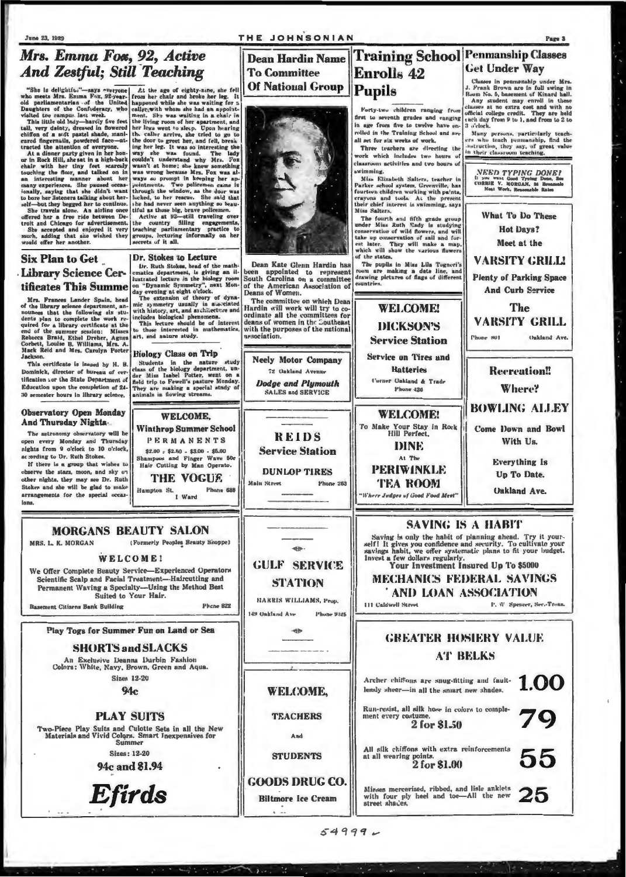# Mrs. Emma Fox, 92, Active And Zestful; Still Teaching

"She is delightful"—says everyone who meets Mrs. Emma Fox, 92-year-old parliamentarian of the United Daughters of the Confederacy, who visited the campus last week.

This little old lady—hardly five feet tall, very dainty, dressed in flowered chiffon of a soft pastel shade, manicured fingernails, powdered face—attracted the attention of everyone.

At a dinner party given in her honor in Rock Hill, she sat in a high-back chair with her tiny feet scarcely touching the floor, and talked on in an interesting manner about her many experiences. She paused occasionally, saying that she didn't want to bore her listeners talking about herself—but they begged her to continue.

She travels alone. An airline once offered her a free ride between Detroit and Chicago for advertisement. She accepted and enjoyed it very much, adding that she wished they would offer her another.

At the age of eighty-nine, she fell from her chair and broke her leg. It happened while she was waiting for a caller with whom she had an appointment. She was waiting in a chair in the living room of her apartment, and her legs went to sleep. Upon hearing the caller arrive, she tried to go to the door to greet her, and fell, breaking her leg. It was so interesting the way she was found. The lady couldn't understand why Mrs. Fox wasn't at home; she knew something was wrong because Mrs. Fox was always so prompt in keeping her appointments. Two policemen came in through the window, as the door was locked, to her rescue. She said that she had never seen anything so beautiful as those big, brave policemen.

Active at 92—still traveling over the country filling engagements, teaching parliamentary practice to groups, lecturing informally on her secrets of it all.

## Six Plan to Get Library Science Certificates This Summer

Mrs. Frances Lander Spain, head of the library science department, announces that the following six students plan to complete the work required for a library certificate at the end of the summer session: Misses Rebecca Braid, Ethel Dreher, Agnes Corbett, Louise B. Williams, Mrs. A. Mack Reid and Mrs. Carolyn Porter Jackson.

This certificate is issued by H. B. Dominick, director of bureau of certification for the State Department of Education upon the completion of 24-30 semester hours in library science.

## Dr. Stokes to Lecture

Dr. Ruth Stokes, head of the mathematics department, is giving an illustrated lecture in the biology room on "Dynamic Symmetry", next Monday evening at eight o'clock.

The extension of theory of dynamic symmetry usually is associated with history, art, and architecture and includes biological phenomena.

This lecture should be of interest to those interested in mathematics, art, and nature study.

## Observatory Open Monday And Thursday Nights

The astronomy observatory will be open every Monday and Thursday nights from 9 o'clock to 10 o'clock, according to Dr. Ruth Stokes.

If there is a group that wishes to observe the stars, moon, and sky on other nights, they may see Dr. Ruth Stokes and she will be glad to make arrangements for the special occasions.

## Biology Class on Trip

Students in the nature study class of the biology department, under Miss Isabel Potter, went on a field trip to Fewell's pasture Monday. They are making a special study of animals in flowing streams.

**WELCOME,**
**Winthrop Summer School**
PERMANENTS
$2.00 - $2.50 - $3.00 - $5.00
Shampoos and Finger Wave 50c
Hair Cutting by Man Operator.
**THE VOGUE**
Hampton St. — I Ward — Phone 688

# Dean Hardin Name To Committee Of National Group

Dean Kate Glenn Hardin has been appointed to represent South Carolina on a committee of the American Association of Deans of Women.

The committee on which Dean Hardin will work will try to coordinate all the committees for deans of women in the Southeast with the purposes of the national association.

**Neely Motor Company**
72 Oakland Avenue
*Dodge and Plymouth*
SALES and SERVICE

**REIDS**
**Service Station**
DUNLOP TIRES
Main Street — Phone 263

# Training School Enrolls 42 Pupils

Forty-two children ranging from first to seventh grades and ranging in age from five to twelve have enrolled in the Training School and are all set for six weeks of work.

Three teachers are directing the work which includes two hours of classroom activities and two hours of swimming.

Miss Elizabeth Salters, teacher in Parker school system, Greenville, has fourteen children working with paints, crayons and tools. At the present their chief interest is swimming, says Miss Salters.

The fourth and fifth grade group under Miss Ruth Eady is studying conservation of wild flowers, and will take up conservation of soil and forest later. They will make a map, which will show the various flowers of the states.

The pupils in Miss Lila Tagneri's room are making a date line, and drawing pictures of flags of different countries.

**WELCOME!**
**DICKSON'S**
**Service Station**
Service on Tires and Batteries
Corner Oakland & Trade
Phone 426

**WELCOME!**
To Make Your Stay in Rock Hill Perfect,
**DINE**
At The
**PERIWINKLE TEA ROOM**
*"Where Judges of Good Food Meet"*

# Penmanship Classes Get Under Way

Classes in penmanship under Mrs. J. Frank Brown are in full swing in Room No. 5, basement of Kinard hall.

Any student may enroll in these classes at no extra cost and with no official college credit. They are held each day from 9 to 1, and from 2 to 3 o'clock.

Many persons, particularly teachers who teach penmanship, find the instruction, they say, of great value in their classroom teaching.

**NEED TYPING DONE?**
If you want Good Typing Done, See CORRIE V. MORGAN, 84 Reasonable
Neat Work, Reasonable Rates

**What To Do These Hot Days?**
**Meet at the**
**VARSITY GRILL**
Plenty of Parking Space And Curb Service
**The VARSITY GRILL**
Phone 901 — Oakland Ave.

**Recreation!!**
**Where?**
**BOWLING ALLEY**
Come Down and Bowl With Us.
Everything Is Up To Date.
Oakland Ave.

**MORGANS BEAUTY SALON**
MRS. L. K. MORGAN — (Formerly Peoples Beauty Shoppe)
**WELCOME!**
We Offer Complete Beauty Service—Experienced Operators
Scientific Scalp and Facial Treatment—Haircutting and Permanent Waving a Specialty—Using the Method Best Suited to Your Hair.
Basement Citizens Bank Building — Phone 822

**Play Togs for Summer Fun on Land or Sea**
**SHORTS and SLACKS**
An Exclusive Deanna Durbin Fashion
Colors: White, Navy, Brown, Green and Aqua.
Sizes 12-20
**94c**

**PLAY SUITS**
Two-Piece Play Suits and Culotte Sets in all the New Materials and Vivid Colors. Smart Inexpensive for Summer
Sizes: 12-20
**94c and $1.94**

***Efirds***

**GULF SERVICE STATION**
HARRIS WILLIAMS, Prop.
149 Oakland Ave — Phone 9125

**WELCOME,**
**TEACHERS**
And
**STUDENTS**
**GOODS DRUG CO.**
Biltmore Ice Cream

**SAVING IS A HABIT**
Saving is only the habit of planning ahead. Try it yourself!! It gives you confidence and security. To cultivate your savings habit, we offer systematic plans to fit your budget. Invest a few dollars regularly.
Your Investment Insured Up To $5000
**MECHANICS FEDERAL SAVINGS AND LOAN ASSOCIATION**
111 Caldwell Street — F. W. Spencer, Sec-Treas.

**GREATER HOSIERY VALUE AT BELKS**

Archer chiffons are snug-fitting and faultlessly sheer—in all the smart new shades. **1.00**

Run-resist, all silk hose in colors to complement every costume. 2 for $1.50 **79**

All silk chiffons with extra reinforcements at all wearing points. 2 for $1.00 **55**

Misses mercerized, ribbed, and lisle anklets with four ply heel and toe—All the new street shades. **25**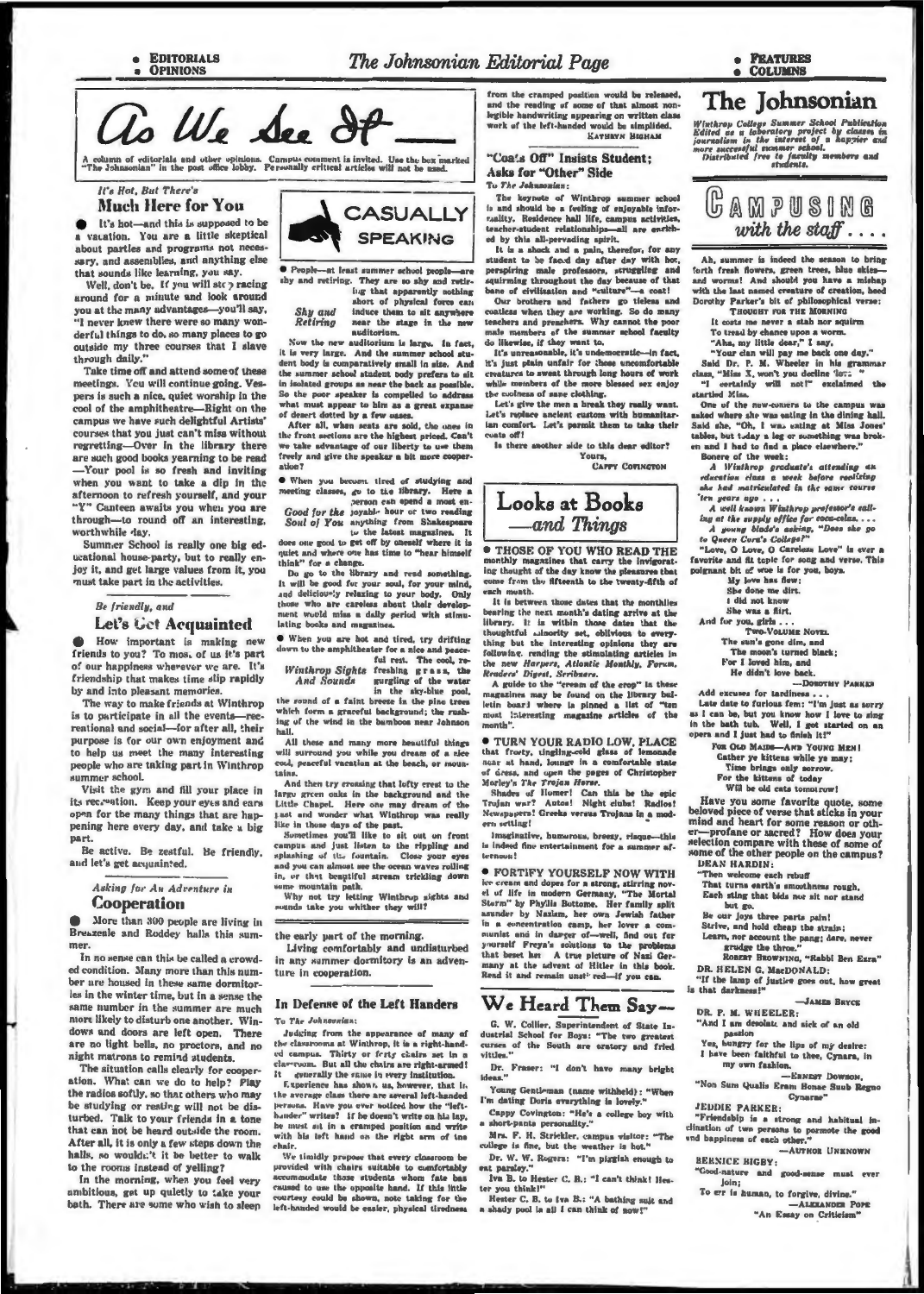• EDITORIALS
• OPINIONS

# The Johnsonian Editorial Page

• FEATURES
• COLUMNS

# As We See It

A column of editorials and other opinions. Campus comment is invited. Use the box marked "The Johnsonian" in the post office lobby. Personally critical articles will not be used.

### It's Hot, But There's Much Here for You

● It's hot—and this is supposed to be a vacation. You are a little skeptical about parties and programs not necessary, and assemblies, and anything else that sounds like learning, you say.

Well, don't be. If you will stop racing around for a minute and look around you at the many advantages—you'll say, "I never knew there were so many wonderful things to do, so many places to go outside my three courses that I slave through daily."

Take time off and attend some of these meetings. You will continue going. Vespers is such a nice, quiet worship in the cool of the amphitheatre—Right on the campus we have such delightful Artists' courses that you just can't miss without regretting—Over in the library there are such good books yearning to be read—Your pool is so fresh and inviting when you want to take a dip in the afternoon to refresh yourself, and your "Y" Canteen awaits you when you are through—to round off an interesting, worthwhile day.

Summer School is really one big educational house-party, but to really enjoy it, and get large values from it, you must take part in the activities.

### Be friendly, and Let's Get Acquainted

● How important is making new friends to you? To most of us it's part of our happiness wherever we are. It's friendship that makes time slip rapidly by and into pleasant memories.

The way to make friends at Winthrop is to participate in all the events—recreational and social—for after all, their purpose is for our own enjoyment and to help us meet the many interesting people who are taking part in Winthrop summer school.

Visit the gym and fill your place in its recreation. Keep your eyes and ears open for the many things that are happening here every day, and take a big part.

Be active. Be zestful. Be friendly, and let's get acquainted.

### Asking for An Adventure in Cooperation

● More than 800 people are living in Breazeale and Roddey halls this summer.

In no sense can this be called a crowded condition. Many more than this number are housed in these same dormitories in the winter time, but in a sense the same number in the summer are much more likely to disturb one another. Windows and doors are left open. There are no light bells, no proctors, and no night matrons to remind students.

The situation calls clearly for cooperation. What can we do to help? Play the radios softly, so that others who may be studying or resting will not be disturbed. Talk to your friends in a tone that can not be heard outside the room. After all, it is only a few steps down the halls, so wouldn't it be better to walk to the rooms instead of yelling?

In the morning, when you feel very ambitious, get up quietly to take your bath. There are some who wish to sleep the early part of the morning.

Living comfortably and undisturbed in any summer dormitory is an adventure in cooperation.

## CASUALLY SPEAKING

● People—at least summer school people—are shy and retiring. They are so shy and retiring that apparently nothing short of physical force can induce them to sit anywhere near the stage in the new auditorium.

*Shy and Retiring*

Now the new auditorium is large. In fact, it is very large. And the summer school student body is comparatively small in size. And the summer school student body prefers to sit in isolated groups as near the back as possible. So the poor speaker is compelled to address what must appear to him as a great expanse of desert dotted by a few oases.

After all, when seats are sold, the ones in the front sections are the highest priced. Can't we take advantage of our liberty to use them freely and give the speaker a bit more cooperation?

● When you become tired of studying and meeting classes, go to the library. Here a person can spend a most enjoyable hour or two reading anything from Shakespeare to the latest magazines. It does one good to get off by oneself where it is quiet and where one has time to "hear himself think" for a change.

*Good for the Soul of You*

Do go to the library and read something. It will be good for your soul, for your mind, and deliciously relaxing to your body. Only those who are careless about their development would miss a daily period with stimulating books and magazines.

● When you are hot and tired, try drifting down to the amphitheater for a nice and peaceful rest. The cool, refreshing grass, the gurgling of the water in the sky-blue pool, the sound of a faint breeze in the pine trees which form a graceful background; the rushing of the wind in the bamboos near Johnson hall.

*Winthrop Sights And Sounds*

All these and many more beautiful things will surround you while you dream of a nice cool, peaceful vacation at the beach, or mountains.

And then try crossing that lofty crest to the large green oaks in the background and the Little Chapel. Here one may dream of the past and wonder what Winthrop was really like in those days of the past.

Sometimes you'll like to sit out on front campus and just listen to the rippling and splashing of the fountain. Close your eyes and you can almost see the ocean waves rolling in, or that beautiful stream trickling down some mountain path.

Why not try letting Winthrop sights and sounds take you whither they will?

### In Defense of the Left Handers

To *The Johnsonian*:

Judging from the appearance of many of the classrooms at Winthrop, it is a right-handed campus. Thirty or forty chairs set in a classroom. But all the chairs are right-armed! It generally the same in every institution.

Experience has shown us, however, that in the average class there are several left-handed persons. Have you ever noticed how the "left-hander" writes? If he doesn't write on his lap, he must sit in a cramped position and write with his left hand on the right arm of the chair.

We timidly propose that every classroom be provided with chairs suitable to comfortably accommodate those students whom fate has caused to use the opposite hand. If this little courtesy could be shown, note taking for the left-handed would be easier, physical tiredness from the cramped position would be released, and the reading of some of that almost non-legible handwriting appearing on written class work of the left-handed would be simplified.

KATHRYN BIGHAM

### "Coats Off" Insists Student; Asks for "Other" Side

To *The Johnsonian*:

The keynote of Winthrop summer school is and should be a feeling of enjoyable informality. Residence hall life, campus activities, teacher-student relationships—all are enriched by this all-pervading spirit.

It is a shock and a pain, therefor, for any student to be faced day after day with hot, perspiring male professors, struggling and squirming throughout the day because of that bane of civilization and "culture"—a coat!

Our brothers and fathers go tieless and coatless when they are working. So do many teachers and preachers. Why cannot the poor male members of the summer school faculty do likewise, if they want to.

It's unreasonable, it's undemocratic—in fact, it's just plain unfair for those uncomfortable creatures to sweat through long hours of work while members of the more blessed sex enjoy the coolness of sane clothing.

Let's give the men a break they really want. Let's replace ancient custom with humanitarian comfort. Let's permit them to take their coats off!

Is there another side to this dear editor?

Yours,
CAPPY COVINGTON

## Looks at Books —and Things

● THOSE OF YOU WHO READ THE monthly magazines that carry the invigorating thought of the day know the pleasures that come from the fifteenth to the twenty-fifth of each month.

It is between those dates that the monthlies bearing the next month's dating arrive at the library. It is within those dates that the thoughtful minority set, oblivious to everything but the interesting opinions they are following, reading the stimulating articles in the new *Harpers, Atlantic Monthly, Forum, Readers' Digest, Scribners.*

A guide to the "cream of the crop" in these magazines may be found on the library bulletin board where is pinned a list of "ten most interesting magazine articles of the month".

● TURN YOUR RADIO LOW, PLACE that frosty, tingling-cold glass of lemonade near at hand, lounge in a comfortable state of dress, and open the pages of Christopher Morley's *The Trojan Horse.*

Shades of Homer! Can this be the epic Trojan war? Autos! Night clubs! Radios! Newspapers! Greeks versus Trojans in a modern setting!

Imaginative, humorous, breezy, risque—this is indeed fine entertainment for a summer afternoon!

● FORTIFY YOURSELF NOW WITH ice cream and dopes for a strong, stirring novel of life in modern Germany, "The Mortal Storm" by Phyllis Bottome. Her family split asunder by Nazism, her own Jewish father in a concentration camp, her lover a communist and in danger of—well, find out for yourself Freya's solutions to the problems that beset her. A true picture of Nazi Germany at the advent of Hitler in this book. Read it and remain unstirred—if you can.

## We Heard Them Say—

G. W. Collier, Superintendent of State Industrial School for Boys: "The two greatest curses of the South are oratory and fried vittles."

Dr. Fraser: "I don't have many bright ideas."

Young Gentleman (name withheld): "When I'm dating Doris everything is lovely."

Cappy Covington: "He's a college boy with a short-pants personality."

Mrs. F. H. Strickler, campus visitor: "The college is fine, but the weather is hot."

Dr. W. W. Rogers: "I'm piggish enough to eat parsley."

Iva B. to Hester C. B.: "I can't think! Hester you think!"

Hester C. B. to Iva B.: "A bathing suit and a shady pool is all I can think of now!"

# The Johnsonian

*Winthrop College Summer School Publication Edited as a laboratory project by classes in journalism in the interest of a happier and more successful summer school. Distributed free to faculty members and students.*

## CAMPUSING with the staff....

Ah, summer is indeed the season to bring forth fresh flowers, green trees, blue skies—and worms! And should you have a mishap with the last named creature of creation, heed Dorothy Parker's bit of philosophical verse:

THOUGHT FOR THE MORNING
It costs me never a stab nor squirm
To tread by chance upon a worm.
"Aha, my little dear," I say,
"Your clan will pay me back one day."

Said Dr. P. M. Wheeler in his grammar class, "Miss X, won't you decline 'lov.' "

"I certainly will not!" exclaimed the startled Miss.

One of the new-comers to the campus was asked where she was eating in the dining hall. Said she, "Oh, I was eating at Miss Jones' tables, but today a leg or something was broken and I had to find a place elsewhere."

Boners of the week:

*A Winthrop graduate's attending an education class a week before realizing she had matriculated in the same course ten years ago . . .*

*A well known Winthrop professor's calling at the supply office for coca-colas. . . .*

*A young blade's asking, "Does she go to Queen Cora's College?"*

"Love, O Love, O Careless Love" is ever a favorite and fit topic for song and verse. This poignant bit of woe is for you, boys.

My love has flew;
She done me dirt.
I did not know
She was a flirt.

And for you, girls . . .

TWO-VOLUME NOVEL
The sun's gone dim, and
The moon's turned black;
For I loved him, and
He didn't love back.

—DOROTHY PARKER

Add excuses for tardiness . . .

Late date to furious fem: "I'm just as sorry as I can be, but you know how I love to sing in the bath tub. Well, I got started on an opera and I just had to finish it!"

FOR OLD MAIDS—AND YOUNG MEN!
Gather ye kittens while ye may;
Time brings only sorrow.
For the kittens of today
Will be old cats tomorrow!

Have you some favorite quote, some beloved piece of verse that sticks in your mind and heart for some reason or other—profane or sacred? How does your selection compare with these of some of some of the other people on the campus?

DEAN HARDIN:
"Then welcome each rebuff
That turns earth's smoothness rough,
Each sting that bids nor sit nor stand
but go.
Be our joys three parts pain!
Strive, and hold cheap the strain;
Learn, nor account the pang; dare, never grudge the throe."
—ROBERT BROWNING, "Rabbi Ben Ezra"

DR. HELEN G. MacDONALD:
"If the lamp of justice goes out, how great is that darkness!"
—JAMES BRYCE

DR. P. M. WHEELER:
"And I am desolate and sick of an old passion
Yes, hungry for the lips of my desire:
I have been faithful to thee, Cynara, in my own fashion.
—ERNEST DOWSON, "Non Sum Qualis Eram Bonae Sub Regno Cynarae"

JEDDIE PARKER:
"Friendship is a strong and habitual inclination of two persons to promote the good and happiness of each other."
—AUTHOR UNKNOWN

BERNICE BIGBY:
"Good-nature and good-sense must ever join;
To err is human, to forgive, divine."
—ALEXANDER POPE "An Essay on Criticism"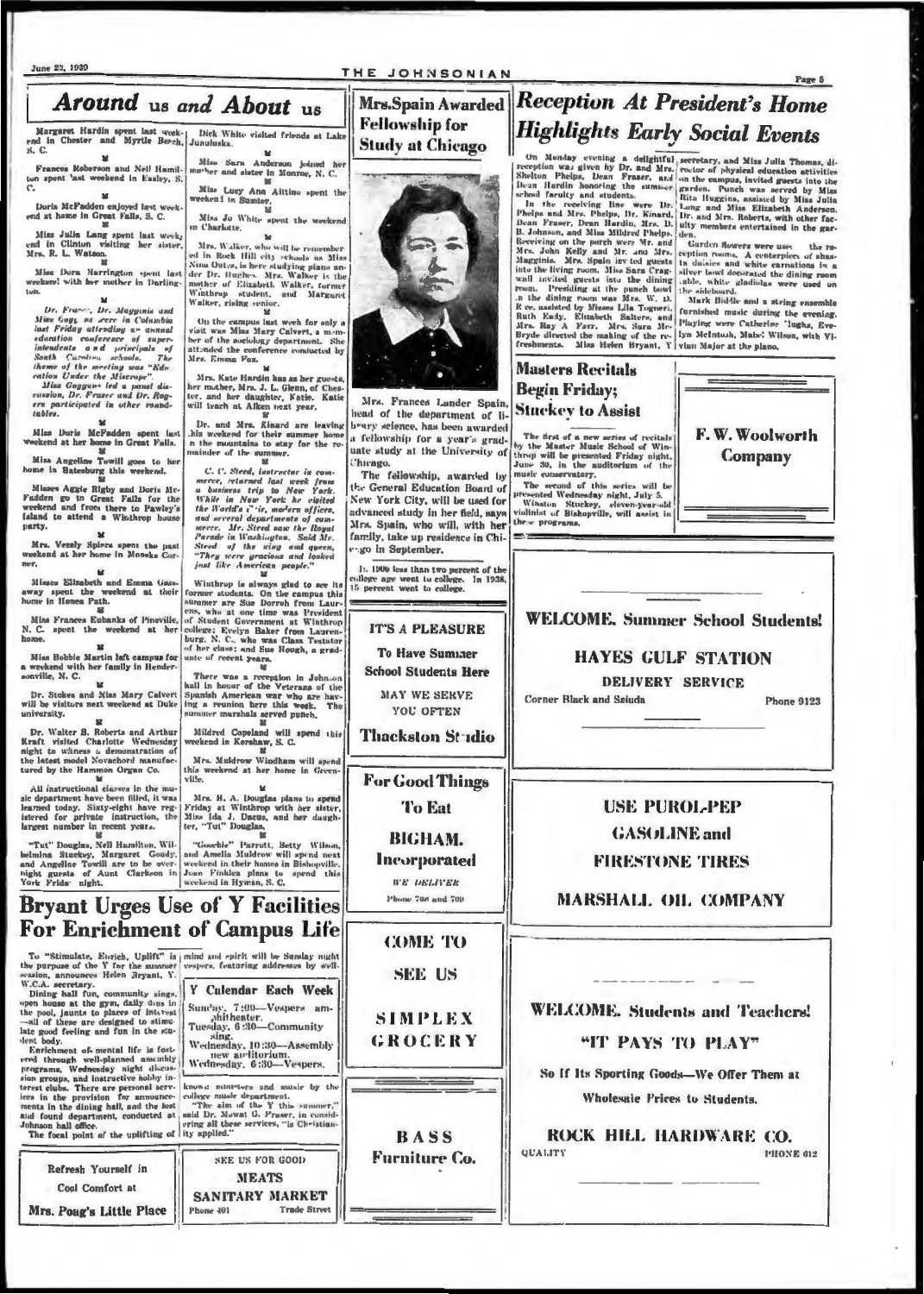# Around us and About us

Margaret Hardin spent last weekend in Chester and Myrtle Beach, S. C.

Frances Roberson and Nell Hamilton spent last weekend in Easley, S. C.

Doris McFadden enjoyed last weekend at home in Great Falls, S. C.

Miss Julia Lang spent last week end in Clinton visiting her sister, Mrs. R. L. Watson.

Miss Dora Harrington spent last weekend with her mother in Darlington.

*Dr. Fraser, Dr. Magginis and Miss Goggans were in Columbia last Friday attending an annual education conference of superintendents and principals of South Carolina schools. The theme of the meeting was "Education Under the Miscrope".*

*Miss Goggans led a panel discussion, Dr. Fraser and Dr. Rogers participated in other roundtables.*

Miss Doris McFadden spent last weekend at her home in Great Falls.

Miss Angeline Towill goes to her home in Batesburg this weekend.

Misses Aggie Rigby and Doris McFadden go to Great Falls for the weekend and from there to Pawley's Island to attend a Winthrop house party.

Mrs. Vezely Spiers spent the past weekend at her home in Moneks Corner.

Misses Elizabeth and Emma Gassaway spent the weekend at their home in Honea Path.

Miss Frances Eubanks of Pineville, N. C. spent the weekend at her home.

Miss Bobbie Martin left campus for a weekend with her family in Hendersonville, N. C.

Dr. Stokes and Miss Mary Calvert will be visitors next weekend at Duke university.

Dr. Walter B. Roberts and Arthur Kraft visited Charlotte Wednesday night to witness a demonstration of the latest model Novachord manufactured by the Hammon Organ Co.

All instructional classes in the music department have been filled, it was learned today. Sixty-eight have registered for private instruction, the largest number in recent years.

"Tut" Douglas, Nell Hamilton, Wilhelmina Stuckey, Margaret Goudy, and Angeline Towill are to be overnight guests of Aunt Clarkson in York Friday night.

Dick White visited friends at Lake Junaluska.

Miss Sara Anderson joined her mother and sister in Monroe, N. C.

Miss Lucy Ann Altino spent the weekend in Sumter.

Miss Jo White spent the weekend in Charlotte.

Mrs. Walker, who will be remembered in Rock Hill city schools as Miss Nina Oates, is here studying piano under Dr. Hughes. Mrs. Walker is the mother of Elizabeth Walker, former Winthrop student, and Margaret Walker, rising senior.

On the campus last week for only a visit was Miss Mary Calvert, a member of the sociology department. She attended the conference conducted by Mrs. Emma Fox.

Mrs. Kate Hardin has as her guests, her mother, Mrs. J. L. Glenn, of Chester, and her daughter, Katie. Katie will teach at Aiken next year.

Dr. and Mrs. Kinard are leaving this weekend for their summer home in the mountains to stay for the remainder of the summer.

*C. C. Steed, instructor in commerce, returned last week from a business trip to New York. While in New York he visited the World's Fair, modern offices, and several departments of commerce. Mr. Steed saw the Royal Parade in Washington. Said Mr. Steed of the king and queen, "They were gracious and looked just like American people."*

Winthrop is always glad to see its former students. On the campus this summer are Sue Dorroh from Laurens, who at one time was President of Student Government at Winthrop college; Evelyn Baker from Laurenburg, N. C., who was Class Testator of her class; and Sue Hough, a graduate of recent years.

There was a reception in Johnson hall in honor of the Veterans of the Spanish American war who are having a reunion here this week. The summer marshals served punch.

Mildred Copeland will spend this weekend in Kershaw, S. C.

Mrs. Muldrow Windham will spend this weekend at her home in Greenville.

Mrs. R. A. Douglas plans to spend Friday at Winthrop with her sister, Miss Ida J. Dacus, and her daughter, "Tut" Douglas.

"Goochie" Parrott, Betty Wilson, and Amelia Muldrow will spend next weekend in their homes in Bishopville. Joan Finklea plans to spend this weekend in Hyman, S. C.

# Bryant Urges Use of Y Facilities For Enrichment of Campus Life

To "Stimulate, Enrich, Uplift" is the purpose of the Y for the summer session, announces Helen Bryant, Y. W.C.A. secretary.

Dining hall fun, community sings, open house at the gym, daily dips in the pool, jaunts to places of interest—all of these are designed to stimulate good feeling and fun in the student body.

Enrichment of mental life is fostered through well-planned assembly programs, Wednesday night discussion groups, and instructive hobby interest clubs. There are personal services in the provision for announcements in the dining hall, and the lost and found department, conducted at Johnson hall office.

The focal point of the uplifting of mind and spirit will be Sunday night vespers, featuring addresses by well-known ministers and music by the college music department.

"The aim of the Y this summer," said Dr. Mowat G. Fraser, in considering all these services, "is Christianity applied."

**Y Calendar Each Week**

Sunday, 7:00—Vespers amphitheater.
Tuesday, 6:30—Community sing.
Wednesday, 10:30—Assembly new auditorium.
Wednesday, 6:30—Vespers.

Refresh Yourself in Cool Comfort at Mrs. Poag's Little Place

SEE US FOR GOOD MEATS
SANITARY MARKET
Phone 401 Trade Street

# Mrs. Spain Awarded Fellowship for Study at Chicago

Mrs. Frances Lander Spain, head of the department of library science, has been awarded a fellowship for a year's graduate study at the University of Chicago.

The fellowship, awarded by the General Education Board of New York City, will be used for advanced study in her field, says Mrs. Spain, who will, with her family, take up residence in Chicago in September.

In 1900 less than two percent of the college age went to college. In 1938, 15 percent went to college.

IT'S A PLEASURE
To Have Summer School Students Here
MAY WE SERVE YOU OFTEN
Thackston Studio

For Good Things To Eat
BIGHAM. Incorporated
WE DELIVER
Phone 708 and 709

COME TO SEE US
SIMPLEX GROCERY

BASS Furniture Co.

# Reception At President's Home Highlights Early Social Events

On Monday evening a delightful reception was given by Dr. and Mrs. Shelton Phelps, Dean Fraser, and Dean Hardin honoring the summer school faculty and students.

In the receiving line were Dr. Phelps and Mrs. Phelps, Dr. Kinard, Dean Fraser, Dean Hardin, Mrs. D. B. Johnson, and Miss Mildred Phelps. Receiving on the porch were Mr. and Mrs. John Kelly and Mr. and Mrs. Magginis. Mrs. Spain invited guests into the living room. Miss Sara Cragwall invited guests into the dining room. Presiding at the punch bowl in the dining room was Mrs. W. D. Roe, assisted by Misses Lila Tegner, Ruth Eady, Elizabeth Salters, and Mrs. Ray A. Farr. Mrs. Sara McBryde directed the making of the refreshments. Miss Helen Bryant, Y secretary, and Miss Julia Thomas, director of physical education activities on the campus, invited guests into the garden. Punch was served by Miss Rita Huggins, assisted by Miss Julia Long and Miss Elizabeth Anderson. Dr. and Mrs. Roberts, with other faculty members entertained in the garden.

Garden flowers were used in the reception rooms. A centerpiece of shasta daisies and white carnations in a silver bowl decorated the dining room table, white gladiolas were used on the sideboard.

Mark Biddle and a string ensemble furnished music during the evening. Playing were Catherine Hughs, Evelyn McIntosh, Mabel Wilson, with Vivian Major at the piano.

## Masters Recitals Begin Friday; Stuckey to Assist

The first of a new series of recitals by the Master Music School of Winthrop will be presented Friday night, June 30, in the auditorium of the music conservatory.

The second of this series will be presented Wednesday night, July 5.

Winston Stuckey, eleven-year-old violinist of Bishopville, will assist in these programs.

F. W. Woolworth Company

WELCOME, Summer School Students!
HAYES GULF STATION
DELIVERY SERVICE
Corner Black and Saluda Phone 9123

USE PUROL-PEP GASOLINE and FIRESTONE TIRES
MARSHALL OIL COMPANY

WELCOME, Students and Teachers!
"IT PAYS TO PLAY"
So If Its Sporting Goods—We Offer Them at Wholesale Prices to Students.
ROCK HILL HARDWARE CO.
QUALITY PHONE 612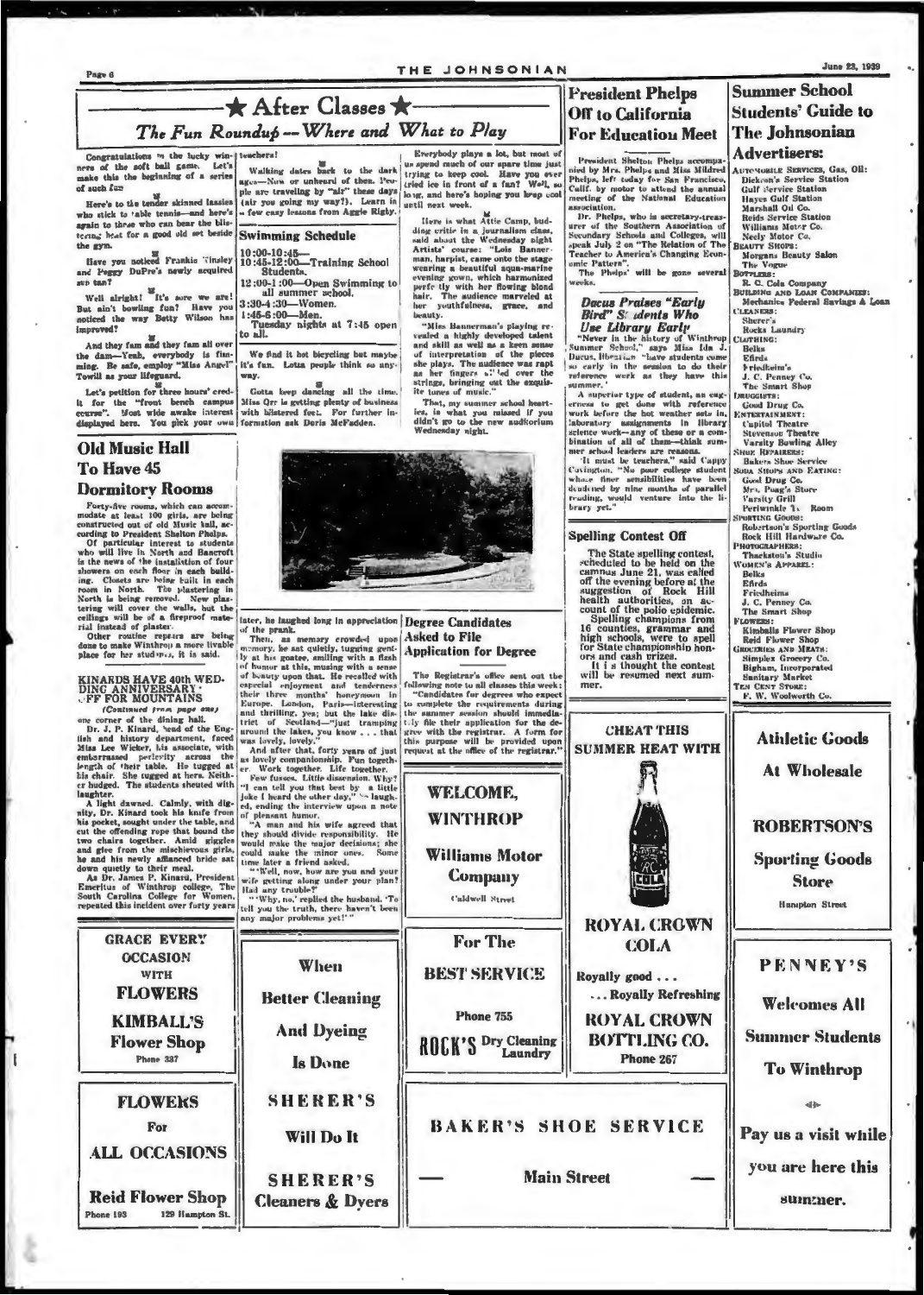## ★ After Classes ★

### *The Fun Roundup — Where and What to Play*

Congratulations to the lucky winners of the soft ball game. Let's make this the beginning of a series of such fun.

Here's to the tender skinned lassies who stick to table tennis—and here's again to those who can bear the blistering heat for a good old set beside the gym.

Have you noticed Frankie Tinsley and Peggy DuPre's newly acquired sun tan?

Well alright! It's sure we are! But ain't bowling fun? Have you noticed the way Betty Wilson has improved?

And they fam and they fam all over the dam—Yeah, everybody is flamming. Be safe, employ "Miss Angel" Towill as your lifeguard.

Let's petition for three hours' credit for the "front bench campus course". Most wide awake interest displayed here. You pick your own teachers!

Walking dates back to the dark ages—Now or unheard of then. People are traveling by "air" these days (air you going my way?). Learn in a few easy lessons from Aggie Rigby.

### Swimming Schedule

10:00-10:45—
10:45-12:00—Training School Students.
12:00-1:00—Open Swimming to all summer school.
3:30-4:30—Women.
4:45-6:00—Men.
Tuesday nights at 7:45 open to all.

We find it hot bicycling but maybe it's fun. Lotta people think so anyway.

Gotta keep dancing all the time. Miss Orr is getting plenty of business with blistered feet. For further information ask Doris McFadden.

Everybody plays a lot, but most of us spend much of our spare time just trying to keep cool. Have you ever tried ice in front of a fan? Well, so long, and here's hoping you keep cool until next week.

Here is what Attie Camp, budding critic in a journalism class, said about the Wednesday night Artists' course: "Lois Bannerman, harpist, came onto the stage wearing a beautiful aqua-marine evening gown, which harmonized perfectly with her flowing blond hair. The audience marveled at her youthfulness, grace, and beauty.

"Miss Bannerman's playing revealed a highly developed talent and skill as well as a keen sense of interpretation of the pieces she plays. The audience was rapt as her fingers sailed over the strings, bringing out the exquisite tunes of music."

That, my summer school hearties, is what you missed if you didn't go to the new auditorium Wednesday night.

## Old Music Hall To Have 45 Dormitory Rooms

Forty-five rooms, which can accommodate at least 100 girls, are being constructed out of old Music hall, according to President Shelton Phelps.

Of particular interest to students who will live in North and Bancroft is the news of the installation of four showers on each floor in each building. Closets are being built in each room in North. The plastering in North is being removed. New plastering will cover the walls, but the ceilings will be of a fireproof material instead of plaster.

Other routine repairs are being done to make Winthrop a more livable place for her students, it is said.

## KINARDS HAVE 40th WEDDING ANNIVERSARY; OFF FOR MOUNTAINS

*(Continued from page one)*

one corner of the dining hall.

Dr. J. P. Kinard, head of the English and history department, faced Miss Lee Wicker, his associate, with embarrassed perplexity across the length of their table. He tugged at his chair. She tugged at hers. Neither budged. The students shouted with laughter.

A light dawned. Calmly, with dignity, Dr. Kinard took his knife from his pocket, sought under the table, and cut the offending rope that bound the two chairs together. Amid giggles and glee from the mischievous girls, he and his newly affianced bride sat down quietly to their meal.

As Dr. James P. Kinard, President Emeritus of Winthrop college, The South Carolina College for Women, repeated this incident over forty years later, he laughed long in appreciation of the prank.

Then, as memory crowded upon memory, he sat quietly, tugging gently at his goatee, smiling with a flash of humor at this, musing with a sense of beauty upon that. He recalled with especial enjoyment and tenderness their three months' honeymoon in Europe. London, Paris—interesting and thrilling, yes; but the lake district of Scotland—"just tramping around the lakes, you know . . . that was lovely, lovely."

And after that, forty years of just as lovely companionship. Fun together. Work together. Life together. Few fusses. Little dissension. Why? "I can tell you that best by a little joke I heard the other day," he laughed, ending the interview upon a note of pleasant humor.

"A man and his wife agreed that they should divide responsibility. He would make the major decisions; she could make the minor ones. Some time later a friend asked,

"'Well, now, how are you and your wife getting along under your plan? Had any trouble?'

"'Why, no,' replied the husband. 'To tell you the truth, there haven't been any major problems yet!'"

## Degree Candidates Asked to File Application for Degree

The Registrar's office sent out the following note to all classes this week:

"Candidates for degrees who expect to complete the requirements during the summer session should immediately file their application for the degree with the registrar. A form for this purpose will be provided upon request at the office of the registrar."

## President Phelps Off to California For Education Meet

President Shelton Phelps accompanied by Mrs. Phelps and Miss Mildred Phelps, left today for San Francisco, Calif. by motor to attend the annual meeting of the National Education association.

Dr. Phelps, who is secretary-treasurer of the Southern Association of Secondary Schools and Colleges, will speak July 2 on "The Relation of The Teacher to America's Changing Economic Pattern".

The Phelps' will be gone several weeks.

## Ducus Praises "Early Bird" Students Who Use Library Early

"Never in the history of Winthrop Summer School," says Miss Ida J. Ducus, librarian "have students come so early in the session to do their reference work as they have this summer."

A superior type of student, an eagerness to get done with reference work before the hot weather sets in, laboratory assignments in library science work—any of these or a combination of all of them—think summer school leaders are reasons.

"It must be teachers," said Cappy Covington. "No poor college student whose finer sensibilities have been deadened by nine months of parallel reading, would venture into the library yet."

## Spelling Contest Off

The State spelling contest, scheduled to be held on the campus June 21, was called off the evening before at the suggestion of Rock Hill health authorities, on account of the polio epidemic.

Spelling champions from 16 counties, grammar and high schools, were to spell for State championship honors and cash prizes.

It is thought the contest will be resumed next summer.

## Summer School Students' Guide to The Johnsonian Advertisers:

AUTOMOBILE SERVICES, Gas, Oil:
Dickson's Service Station
Gulf Service Station
Hayes Gulf Station
Marshall Oil Co.
Reids Service Station
Williams Motor Co.
Neely Motor Co.
BEAUTY SHOPS:
Morgans Beauty Salon
The Vogue
BOTTLERS:
R. C. Cola Company
BUILDING AND LOAN COMPANIES:
Mechanics Federal Savings & Loan
CLEANERS:
Sherer's
Rocks Laundry
CLOTHING:
Belks
Efirds
Friedheim's
J. C. Penney Co.
The Smart Shop
DRUGGISTS:
Good Drug Co.
ENTERTAINMENT:
Capitol Theatre
Stevenson Theatre
Varsity Bowling Alley
SHOE REPAIRERS:
Bakers Shoe Service
SODA SHOPS AND EATING:
Good Drug Co.
Mrs. Pugg's Store
Varsity Grill
Periwinkle Tea Room
SPORTING GOODS:
Robertson's Sporting Goods
Rock Hill Hardware Co.
PHOTOGRAPHERS:
Thackston's Studio
WOMEN'S APPAREL:
Belks
Efirds
Friedheims
J. C. Penney Co.
The Smart Shop
FLOWERS:
Kimballs Flower Shop
Reid Flower Shop
GROCERIES AND MEATS:
Simplex Grocery Co.
Bigham, Incorporated
Sanitary Market
TEN CENT STORE:
F. W. Woolworth Co.

---

GRACE EVERY OCCASION WITH FLOWERS
KIMBALL'S Flower Shop
Phone 337

---

FLOWERS For ALL OCCASIONS
Reid Flower Shop
Phone 193 — 129 Hampton St.

---

When Better Cleaning And Dyeing Is Done
SHERER'S Will Do It
SHERER'S Cleaners & Dyers

---

WELCOME, WINTHROP
Williams Motor Company
Caldwell Street

---

For The BEST SERVICE
Phone 755
ROCK'S Dry Cleaning Laundry

---

CHEAT THIS SUMMER HEAT WITH
ROYAL CROWN COLA
Royally good . . .
. . . Royally Refreshing
ROYAL CROWN BOTTLING CO.
Phone 267

---

BAKER'S SHOE SERVICE
Main Street

---

Athletic Goods At Wholesale
ROBERTSON'S Sporting Goods Store
Hampton Street

---

PENNEY'S
Welcomes All Summer Students To Winthrop
Pay us a visit while you are here this summer.